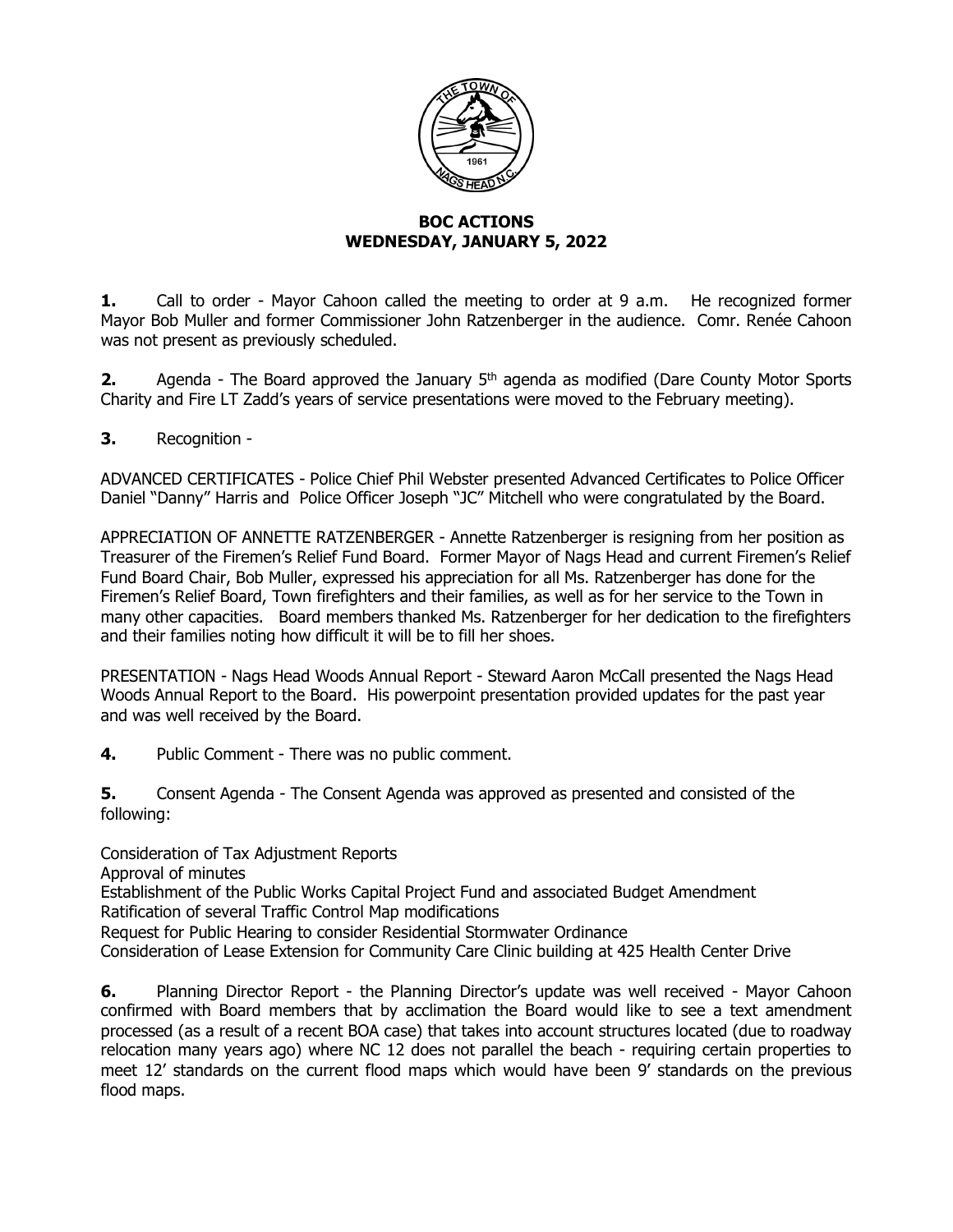# BOC ACTIONS
## WEDNESDAY, JANUARY 5, 2022

**1.** Call to order - Mayor Cahoon called the meeting to order at 9 a.m. He recognized former Mayor Bob Muller and former Commissioner John Ratzenberger in the audience. Comr. Renée Cahoon was not present as previously scheduled.

**2.** Agenda - The Board approved the January 5th agenda as modified (Dare County Motor Sports Charity and Fire LT Zadd's years of service presentations were moved to the February meeting).

**3.** Recognition -

ADVANCED CERTIFICATES - Police Chief Phil Webster presented Advanced Certificates to Police Officer Daniel "Danny" Harris and Police Officer Joseph "JC" Mitchell who were congratulated by the Board.

APPRECIATION OF ANNETTE RATZENBERGER - Annette Ratzenberger is resigning from her position as Treasurer of the Firemen's Relief Fund Board. Former Mayor of Nags Head and current Firemen's Relief Fund Board Chair, Bob Muller, expressed his appreciation for all Ms. Ratzenberger has done for the Firemen's Relief Board, Town firefighters and their families, as well as for her service to the Town in many other capacities. Board members thanked Ms. Ratzenberger for her dedication to the firefighters and their families noting how difficult it will be to fill her shoes.

PRESENTATION - Nags Head Woods Annual Report - Steward Aaron McCall presented the Nags Head Woods Annual Report to the Board. His powerpoint presentation provided updates for the past year and was well received by the Board.

**4.** Public Comment - There was no public comment.

**5.** Consent Agenda - The Consent Agenda was approved as presented and consisted of the following:

Consideration of Tax Adjustment Reports
Approval of minutes
Establishment of the Public Works Capital Project Fund and associated Budget Amendment
Ratification of several Traffic Control Map modifications
Request for Public Hearing to consider Residential Stormwater Ordinance
Consideration of Lease Extension for Community Care Clinic building at 425 Health Center Drive

**6.** Planning Director Report - the Planning Director's update was well received - Mayor Cahoon confirmed with Board members that by acclimation the Board would like to see a text amendment processed (as a result of a recent BOA case) that takes into account structures located (due to roadway relocation many years ago) where NC 12 does not parallel the beach - requiring certain properties to meet 12' standards on the current flood maps which would have been 9' standards on the previous flood maps.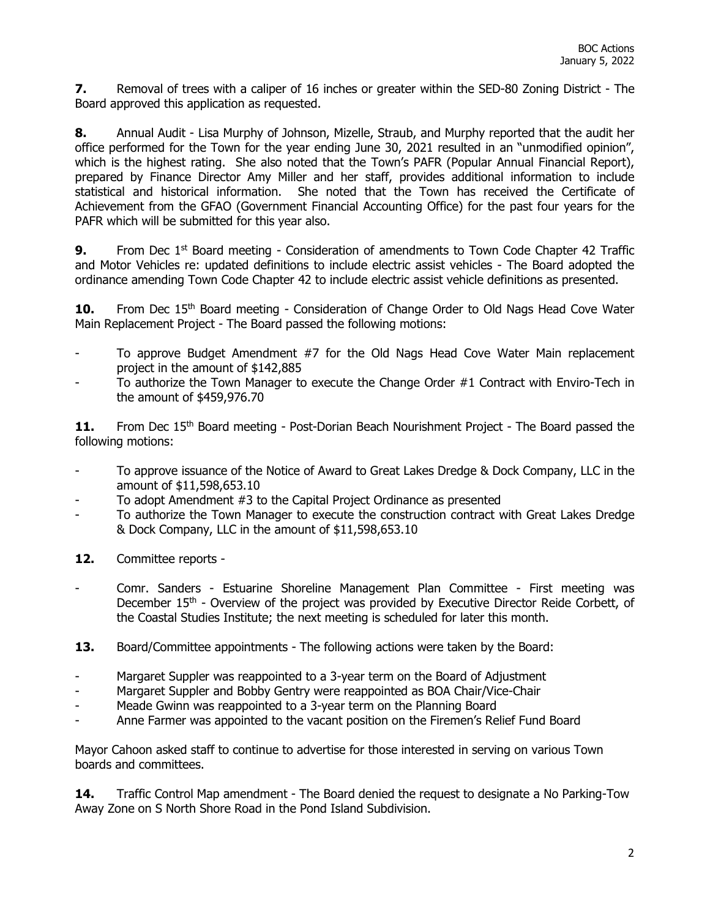**7.** Removal of trees with a caliper of 16 inches or greater within the SED-80 Zoning District - The Board approved this application as requested.

**8.** Annual Audit - Lisa Murphy of Johnson, Mizelle, Straub, and Murphy reported that the audit her office performed for the Town for the year ending June 30, 2021 resulted in an "unmodified opinion", which is the highest rating. She also noted that the Town's PAFR (Popular Annual Financial Report), prepared by Finance Director Amy Miller and her staff, provides additional information to include statistical and historical information. She noted that the Town has received the Certificate of Achievement from the GFAO (Government Financial Accounting Office) for the past four years for the PAFR which will be submitted for this year also.

**9.** From Dec 1st Board meeting - Consideration of amendments to Town Code Chapter 42 Traffic and Motor Vehicles re: updated definitions to include electric assist vehicles - The Board adopted the ordinance amending Town Code Chapter 42 to include electric assist vehicle definitions as presented.

**10.** From Dec 15th Board meeting - Consideration of Change Order to Old Nags Head Cove Water Main Replacement Project - The Board passed the following motions:

- To approve Budget Amendment #7 for the Old Nags Head Cove Water Main replacement project in the amount of $142,885
- To authorize the Town Manager to execute the Change Order #1 Contract with Enviro-Tech in the amount of $459,976.70

**11.** From Dec 15th Board meeting - Post-Dorian Beach Nourishment Project - The Board passed the following motions:

- To approve issuance of the Notice of Award to Great Lakes Dredge & Dock Company, LLC in the amount of $11,598,653.10
- To adopt Amendment #3 to the Capital Project Ordinance as presented
- To authorize the Town Manager to execute the construction contract with Great Lakes Dredge & Dock Company, LLC in the amount of $11,598,653.10

**12.** Committee reports -

- Comr. Sanders - Estuarine Shoreline Management Plan Committee - First meeting was December 15th - Overview of the project was provided by Executive Director Reide Corbett, of the Coastal Studies Institute; the next meeting is scheduled for later this month.

**13.** Board/Committee appointments - The following actions were taken by the Board:

- Margaret Suppler was reappointed to a 3-year term on the Board of Adjustment
- Margaret Suppler and Bobby Gentry were reappointed as BOA Chair/Vice-Chair
- Meade Gwinn was reappointed to a 3-year term on the Planning Board
- Anne Farmer was appointed to the vacant position on the Firemen's Relief Fund Board

Mayor Cahoon asked staff to continue to advertise for those interested in serving on various Town boards and committees.

**14.** Traffic Control Map amendment - The Board denied the request to designate a No Parking-Tow Away Zone on S North Shore Road in the Pond Island Subdivision.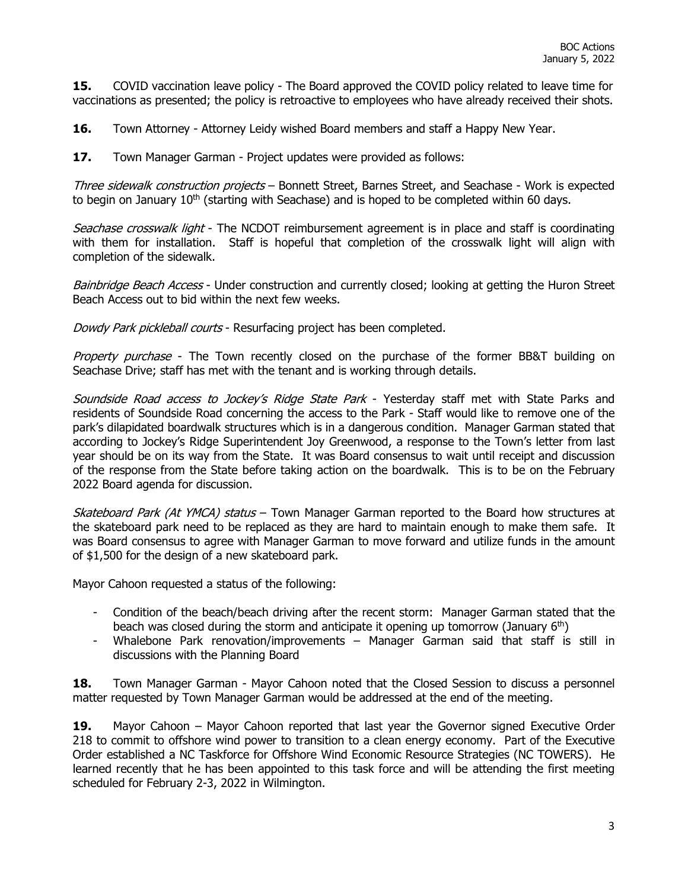**15.** COVID vaccination leave policy - The Board approved the COVID policy related to leave time for vaccinations as presented; the policy is retroactive to employees who have already received their shots.

**16.** Town Attorney - Attorney Leidy wished Board members and staff a Happy New Year.

**17.** Town Manager Garman - Project updates were provided as follows:

*Three sidewalk construction projects* – Bonnett Street, Barnes Street, and Seachase - Work is expected to begin on January 10th (starting with Seachase) and is hoped to be completed within 60 days.

*Seachase crosswalk light* - The NCDOT reimbursement agreement is in place and staff is coordinating with them for installation. Staff is hopeful that completion of the crosswalk light will align with completion of the sidewalk.

*Bainbridge Beach Access* - Under construction and currently closed; looking at getting the Huron Street Beach Access out to bid within the next few weeks.

*Dowdy Park pickleball courts* - Resurfacing project has been completed.

*Property purchase* - The Town recently closed on the purchase of the former BB&T building on Seachase Drive; staff has met with the tenant and is working through details.

*Soundside Road access to Jockey's Ridge State Park* - Yesterday staff met with State Parks and residents of Soundside Road concerning the access to the Park - Staff would like to remove one of the park's dilapidated boardwalk structures which is in a dangerous condition. Manager Garman stated that according to Jockey's Ridge Superintendent Joy Greenwood, a response to the Town's letter from last year should be on its way from the State. It was Board consensus to wait until receipt and discussion of the response from the State before taking action on the boardwalk. This is to be on the February 2022 Board agenda for discussion.

*Skateboard Park (At YMCA) status* – Town Manager Garman reported to the Board how structures at the skateboard park need to be replaced as they are hard to maintain enough to make them safe. It was Board consensus to agree with Manager Garman to move forward and utilize funds in the amount of $1,500 for the design of a new skateboard park.

Mayor Cahoon requested a status of the following:

- Condition of the beach/beach driving after the recent storm: Manager Garman stated that the beach was closed during the storm and anticipate it opening up tomorrow (January 6th)
- Whalebone Park renovation/improvements – Manager Garman said that staff is still in discussions with the Planning Board

**18.** Town Manager Garman - Mayor Cahoon noted that the Closed Session to discuss a personnel matter requested by Town Manager Garman would be addressed at the end of the meeting.

**19.** Mayor Cahoon – Mayor Cahoon reported that last year the Governor signed Executive Order 218 to commit to offshore wind power to transition to a clean energy economy. Part of the Executive Order established a NC Taskforce for Offshore Wind Economic Resource Strategies (NC TOWERS). He learned recently that he has been appointed to this task force and will be attending the first meeting scheduled for February 2-3, 2022 in Wilmington.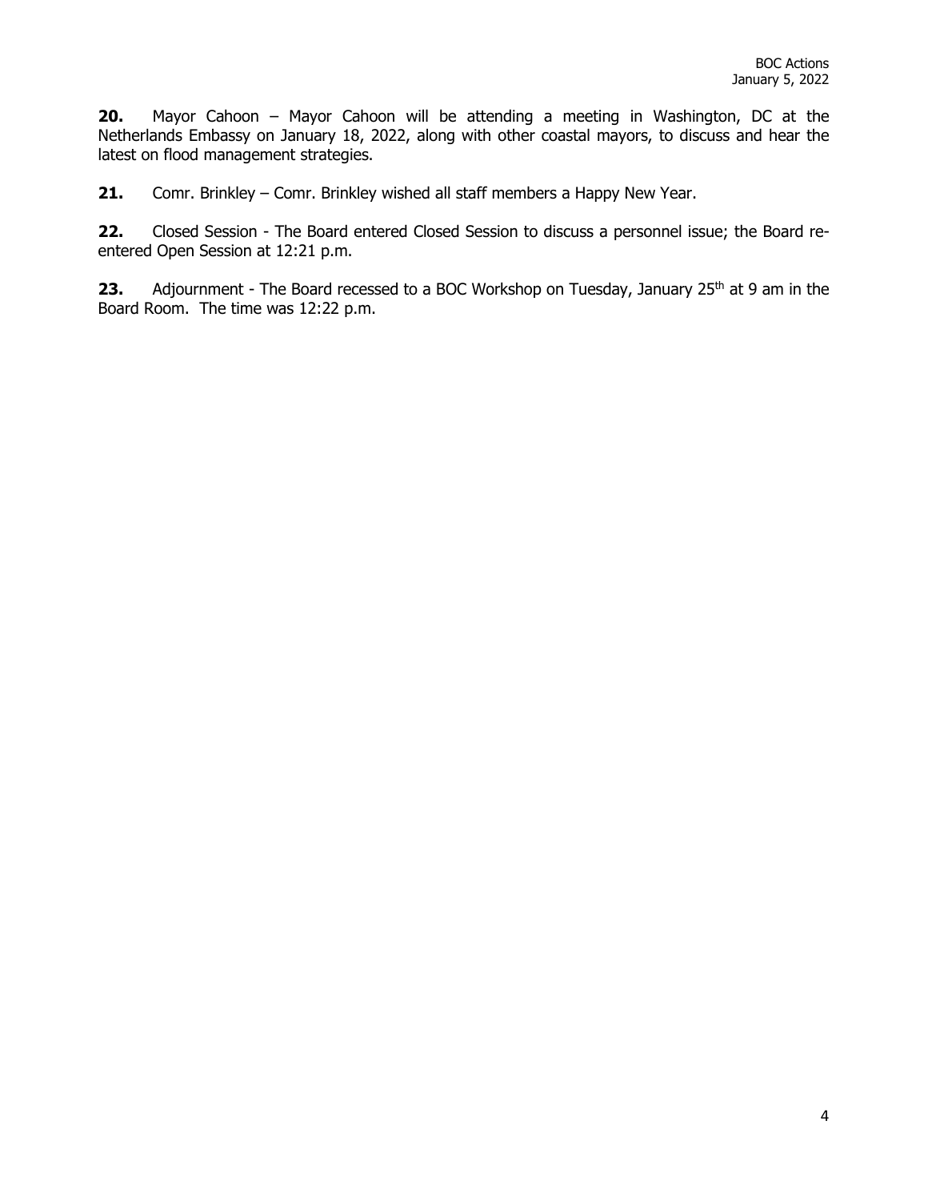**20.** Mayor Cahoon – Mayor Cahoon will be attending a meeting in Washington, DC at the Netherlands Embassy on January 18, 2022, along with other coastal mayors, to discuss and hear the latest on flood management strategies.

**21.** Comr. Brinkley – Comr. Brinkley wished all staff members a Happy New Year.

**22.** Closed Session - The Board entered Closed Session to discuss a personnel issue; the Board re-entered Open Session at 12:21 p.m.

**23.** Adjournment - The Board recessed to a BOC Workshop on Tuesday, January 25th at 9 am in the Board Room. The time was 12:22 p.m.